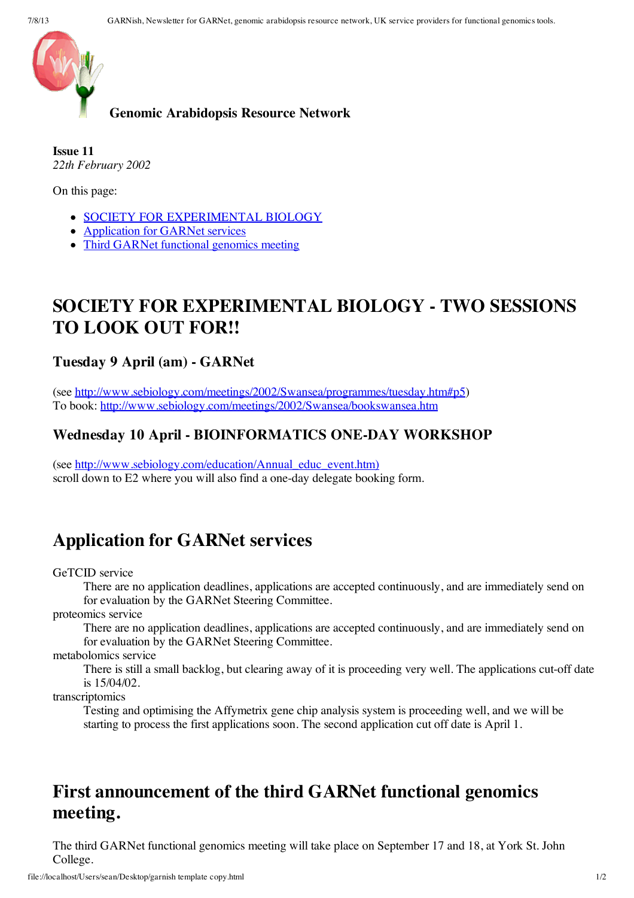**Genomic Arabidopsis Resource Network**

**Issue 11**
*22th February 2002*

On this page:

- [SOCIETY FOR EXPERIMENTAL BIOLOGY](#)
- [Application for GARNet services](#)
- [Third GARNet functional genomics meeting](#)

# SOCIETY FOR EXPERIMENTAL BIOLOGY - TWO SESSIONS TO LOOK OUT FOR!!

### Tuesday 9 April (am) - GARNet

(see http://www.sebiology.com/meetings/2002/Swansea/programmes/tuesday.htm#p5)
To book: http://www.sebiology.com/meetings/2002/Swansea/bookswansea.htm

### Wednesday 10 April - BIOINFORMATICS ONE-DAY WORKSHOP

(see http://www.sebiology.com/education/Annual_educ_event.htm)
scroll down to E2 where you will also find a one-day delegate booking form.

# Application for GARNet services

GeTCID service
: There are no application deadlines, applications are accepted continuously, and are immediately send on for evaluation by the GARNet Steering Committee.

proteomics service
: There are no application deadlines, applications are accepted continuously, and are immediately send on for evaluation by the GARNet Steering Committee.

metabolomics service
: There is still a small backlog, but clearing away of it is proceeding very well. The applications cut-off date is 15/04/02.

transcriptomics
: Testing and optimising the Affymetrix gene chip analysis system is proceeding well, and we will be starting to process the first applications soon. The second application cut off date is April 1.

# First announcement of the third GARNet functional genomics meeting.

The third GARNet functional genomics meeting will take place on September 17 and 18, at York St. John College.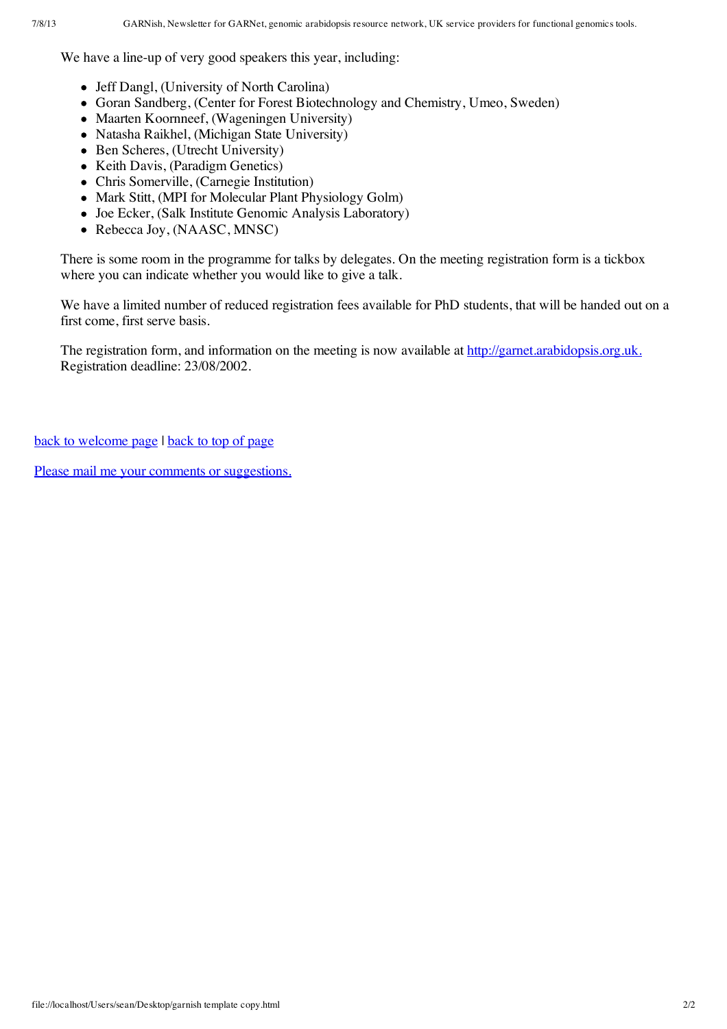We have a line-up of very good speakers this year, including:

- Jeff Dangl, (University of North Carolina)
- Goran Sandberg, (Center for Forest Biotechnology and Chemistry, Umeo, Sweden)
- Maarten Koornneef, (Wageningen University)
- Natasha Raikhel, (Michigan State University)
- Ben Scheres, (Utrecht University)
- Keith Davis, (Paradigm Genetics)
- Chris Somerville, (Carnegie Institution)
- Mark Stitt, (MPI for Molecular Plant Physiology Golm)
- Joe Ecker, (Salk Institute Genomic Analysis Laboratory)
- Rebecca Joy, (NAASC, MNSC)

There is some room in the programme for talks by delegates. On the meeting registration form is a tickbox where you can indicate whether you would like to give a talk.

We have a limited number of reduced registration fees available for PhD students, that will be handed out on a first come, first serve basis.

The registration form, and information on the meeting is now available at http://garnet.arabidopsis.org.uk.
Registration deadline: 23/08/2002.

back to welcome page | back to top of page

Please mail me your comments or suggestions.